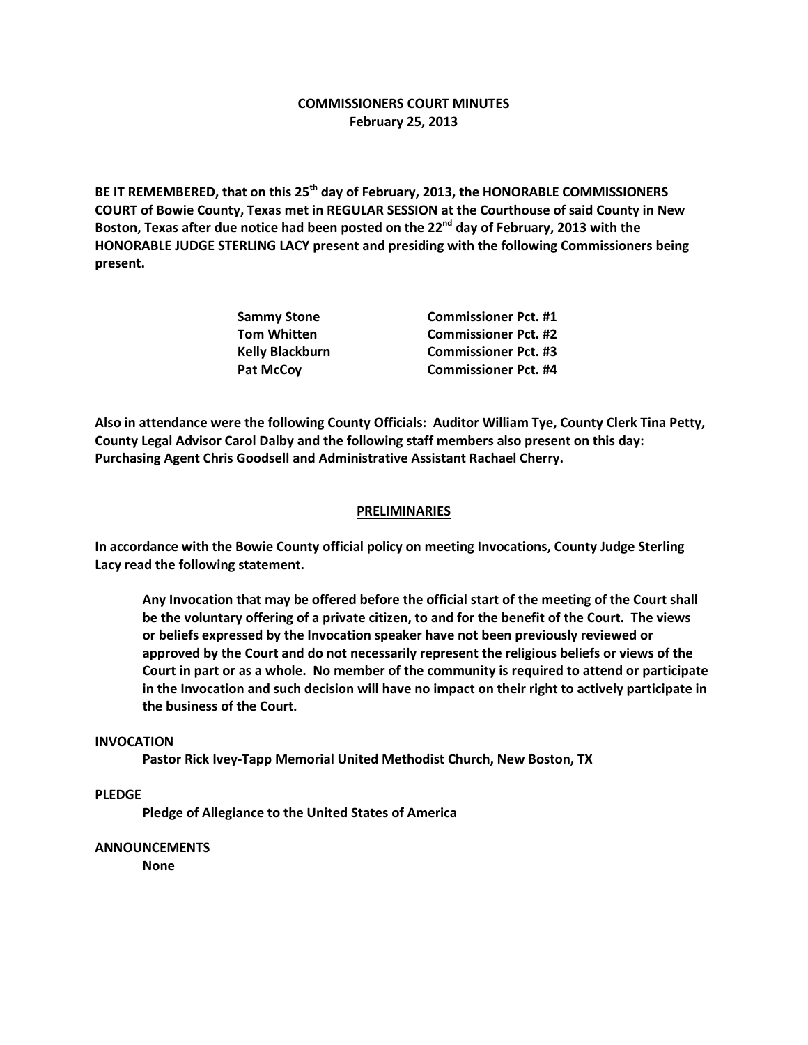# COMMISSIONERS COURT MINUTES
## February 25, 2013

**BE IT REMEMBERED, that on this 25th day of February, 2013, the HONORABLE COMMISSIONERS COURT of Bowie County, Texas met in REGULAR SESSION at the Courthouse of said County in New Boston, Texas after due notice had been posted on the 22nd day of February, 2013 with the HONORABLE JUDGE STERLING LACY present and presiding with the following Commissioners being present.**

| | |
|---|---|
| **Sammy Stone** | **Commissioner Pct. #1** |
| **Tom Whitten** | **Commissioner Pct. #2** |
| **Kelly Blackburn** | **Commissioner Pct. #3** |
| **Pat McCoy** | **Commissioner Pct. #4** |

**Also in attendance were the following County Officials: Auditor William Tye, County Clerk Tina Petty, County Legal Advisor Carol Dalby and the following staff members also present on this day: Purchasing Agent Chris Goodsell and Administrative Assistant Rachael Cherry.**

## PRELIMINARIES

**In accordance with the Bowie County official policy on meeting Invocations, County Judge Sterling Lacy read the following statement.**

> **Any Invocation that may be offered before the official start of the meeting of the Court shall be the voluntary offering of a private citizen, to and for the benefit of the Court. The views or beliefs expressed by the Invocation speaker have not been previously reviewed or approved by the Court and do not necessarily represent the religious beliefs or views of the Court in part or as a whole. No member of the community is required to attend or participate in the Invocation and such decision will have no impact on their right to actively participate in the business of the Court.**

**INVOCATION**

**Pastor Rick Ivey-Tapp Memorial United Methodist Church, New Boston, TX**

**PLEDGE**

**Pledge of Allegiance to the United States of America**

**ANNOUNCEMENTS**

**None**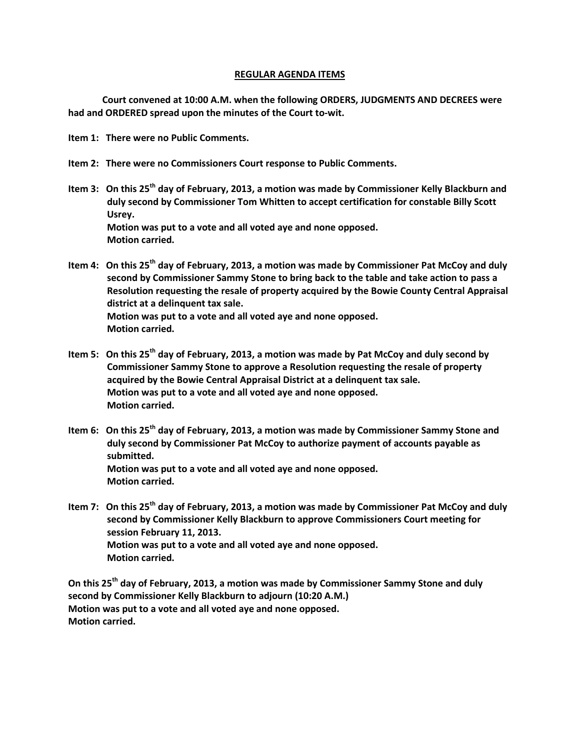## REGULAR AGENDA ITEMS

**Court convened at 10:00 A.M. when the following ORDERS, JUDGMENTS AND DECREES were had and ORDERED spread upon the minutes of the Court to-wit.**

**Item 1: There were no Public Comments.**

**Item 2: There were no Commissioners Court response to Public Comments.**

**Item 3: On this 25th day of February, 2013, a motion was made by Commissioner Kelly Blackburn and duly second by Commissioner Tom Whitten to accept certification for constable Billy Scott Usrey.**
**Motion was put to a vote and all voted aye and none opposed.**
**Motion carried.**

**Item 4: On this 25th day of February, 2013, a motion was made by Commissioner Pat McCoy and duly second by Commissioner Sammy Stone to bring back to the table and take action to pass a Resolution requesting the resale of property acquired by the Bowie County Central Appraisal district at a delinquent tax sale.**
**Motion was put to a vote and all voted aye and none opposed.**
**Motion carried.**

**Item 5: On this 25th day of February, 2013, a motion was made by Pat McCoy and duly second by Commissioner Sammy Stone to approve a Resolution requesting the resale of property acquired by the Bowie Central Appraisal District at a delinquent tax sale.**
**Motion was put to a vote and all voted aye and none opposed.**
**Motion carried.**

**Item 6: On this 25th day of February, 2013, a motion was made by Commissioner Sammy Stone and duly second by Commissioner Pat McCoy to authorize payment of accounts payable as submitted.**
**Motion was put to a vote and all voted aye and none opposed.**
**Motion carried.**

**Item 7: On this 25th day of February, 2013, a motion was made by Commissioner Pat McCoy and duly second by Commissioner Kelly Blackburn to approve Commissioners Court meeting for session February 11, 2013.**
**Motion was put to a vote and all voted aye and none opposed.**
**Motion carried.**

**On this 25th day of February, 2013, a motion was made by Commissioner Sammy Stone and duly second by Commissioner Kelly Blackburn to adjourn (10:20 A.M.)**
**Motion was put to a vote and all voted aye and none opposed.**
**Motion carried.**